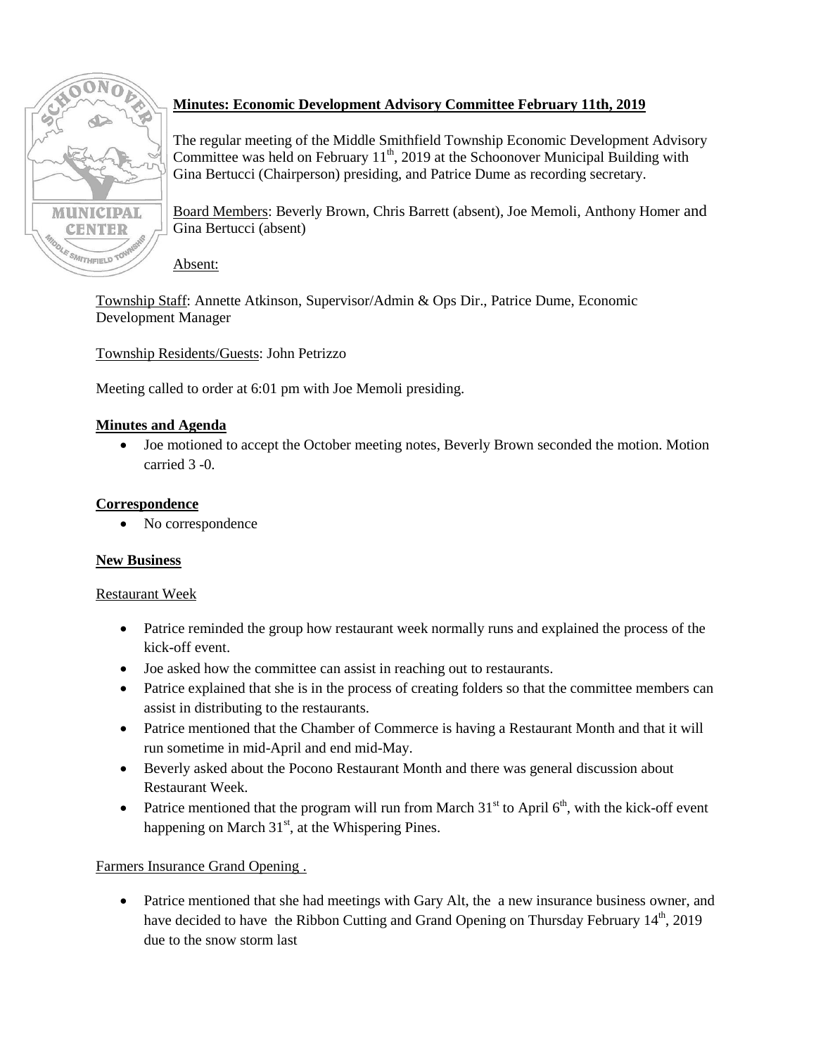**Minutes: Economic Development Advisory Committee February 11th, 2019**

The regular meeting of the Middle Smithfield Township Economic Development Advisory Committee was held on February 11th, 2019 at the Schoonover Municipal Building with Gina Bertucci (Chairperson) presiding, and Patrice Dume as recording secretary.

Board Members: Beverly Brown, Chris Barrett (absent), Joe Memoli, Anthony Homer and Gina Bertucci (absent)

Absent:

Township Staff: Annette Atkinson, Supervisor/Admin & Ops Dir., Patrice Dume, Economic Development Manager

Township Residents/Guests: John Petrizzo

Meeting called to order at 6:01 pm with Joe Memoli presiding.

**Minutes and Agenda**

- Joe motioned to accept the October meeting notes, Beverly Brown seconded the motion. Motion carried 3 -0.

**Correspondence**

- No correspondence

**New Business**

Restaurant Week

- Patrice reminded the group how restaurant week normally runs and explained the process of the kick-off event.
- Joe asked how the committee can assist in reaching out to restaurants.
- Patrice explained that she is in the process of creating folders so that the committee members can assist in distributing to the restaurants.
- Patrice mentioned that the Chamber of Commerce is having a Restaurant Month and that it will run sometime in mid-April and end mid-May.
- Beverly asked about the Pocono Restaurant Month and there was general discussion about Restaurant Week.
- Patrice mentioned that the program will run from March 31st to April 6th, with the kick-off event happening on March 31st, at the Whispering Pines.

Farmers Insurance Grand Opening .

- Patrice mentioned that she had meetings with Gary Alt, the a new insurance business owner, and have decided to have the Ribbon Cutting and Grand Opening on Thursday February 14th, 2019 due to the snow storm last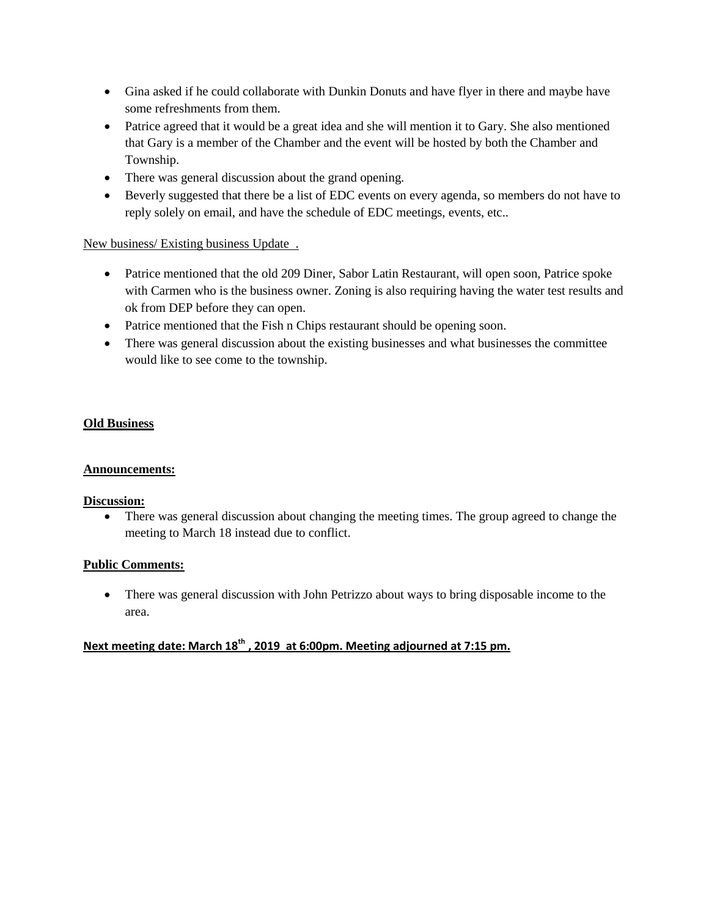- Gina asked if he could collaborate with Dunkin Donuts and have flyer in there and maybe have some refreshments from them.
- Patrice agreed that it would be a great idea and she will mention it to Gary. She also mentioned that Gary is a member of the Chamber and the event will be hosted by both the Chamber and Township.
- There was general discussion about the grand opening.
- Beverly suggested that there be a list of EDC events on every agenda, so members do not have to reply solely on email, and have the schedule of EDC meetings, events, etc..

New business/ Existing business Update .

- Patrice mentioned that the old 209 Diner, Sabor Latin Restaurant, will open soon, Patrice spoke with Carmen who is the business owner. Zoning is also requiring having the water test results and ok from DEP before they can open.
- Patrice mentioned that the Fish n Chips restaurant should be opening soon.
- There was general discussion about the existing businesses and what businesses the committee would like to see come to the township.

**Old Business**

**Announcements:**

**Discussion:**

- There was general discussion about changing the meeting times. The group agreed to change the meeting to March 18 instead due to conflict.

**Public Comments:**

- There was general discussion with John Petrizzo about ways to bring disposable income to the area.

**Next meeting date: March 18th , 2019 at 6:00pm. Meeting adjourned at 7:15 pm.**